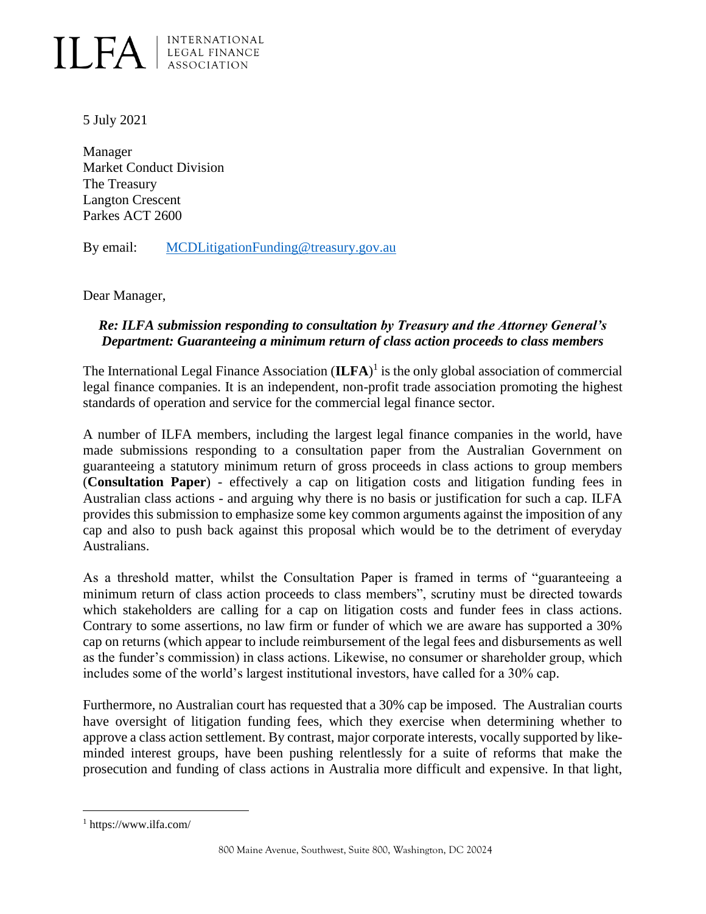ILFA | INTERNATIONAL LEGAL FINANCE ASSOCIATION

5 July 2021

Manager
Market Conduct Division
The Treasury
Langton Crescent
Parkes ACT 2600

By email: MCDLitigationFunding@treasury.gov.au

Dear Manager,

***Re: ILFA submission responding to consultation by Treasury and the Attorney General's Department: Guaranteeing a minimum return of class action proceeds to class members***

The International Legal Finance Association (**ILFA**)[1] is the only global association of commercial legal finance companies. It is an independent, non-profit trade association promoting the highest standards of operation and service for the commercial legal finance sector.

A number of ILFA members, including the largest legal finance companies in the world, have made submissions responding to a consultation paper from the Australian Government on guaranteeing a statutory minimum return of gross proceeds in class actions to group members (**Consultation Paper**) - effectively a cap on litigation costs and litigation funding fees in Australian class actions - and arguing why there is no basis or justification for such a cap. ILFA provides this submission to emphasize some key common arguments against the imposition of any cap and also to push back against this proposal which would be to the detriment of everyday Australians.

As a threshold matter, whilst the Consultation Paper is framed in terms of "guaranteeing a minimum return of class action proceeds to class members", scrutiny must be directed towards which stakeholders are calling for a cap on litigation costs and funder fees in class actions. Contrary to some assertions, no law firm or funder of which we are aware has supported a 30% cap on returns (which appear to include reimbursement of the legal fees and disbursements as well as the funder's commission) in class actions. Likewise, no consumer or shareholder group, which includes some of the world's largest institutional investors, have called for a 30% cap.

Furthermore, no Australian court has requested that a 30% cap be imposed. The Australian courts have oversight of litigation funding fees, which they exercise when determining whether to approve a class action settlement. By contrast, major corporate interests, vocally supported by like-minded interest groups, have been pushing relentlessly for a suite of reforms that make the prosecution and funding of class actions in Australia more difficult and expensive. In that light,

[1] https://www.ilfa.com/

800 Maine Avenue, Southwest, Suite 800, Washington, DC 20024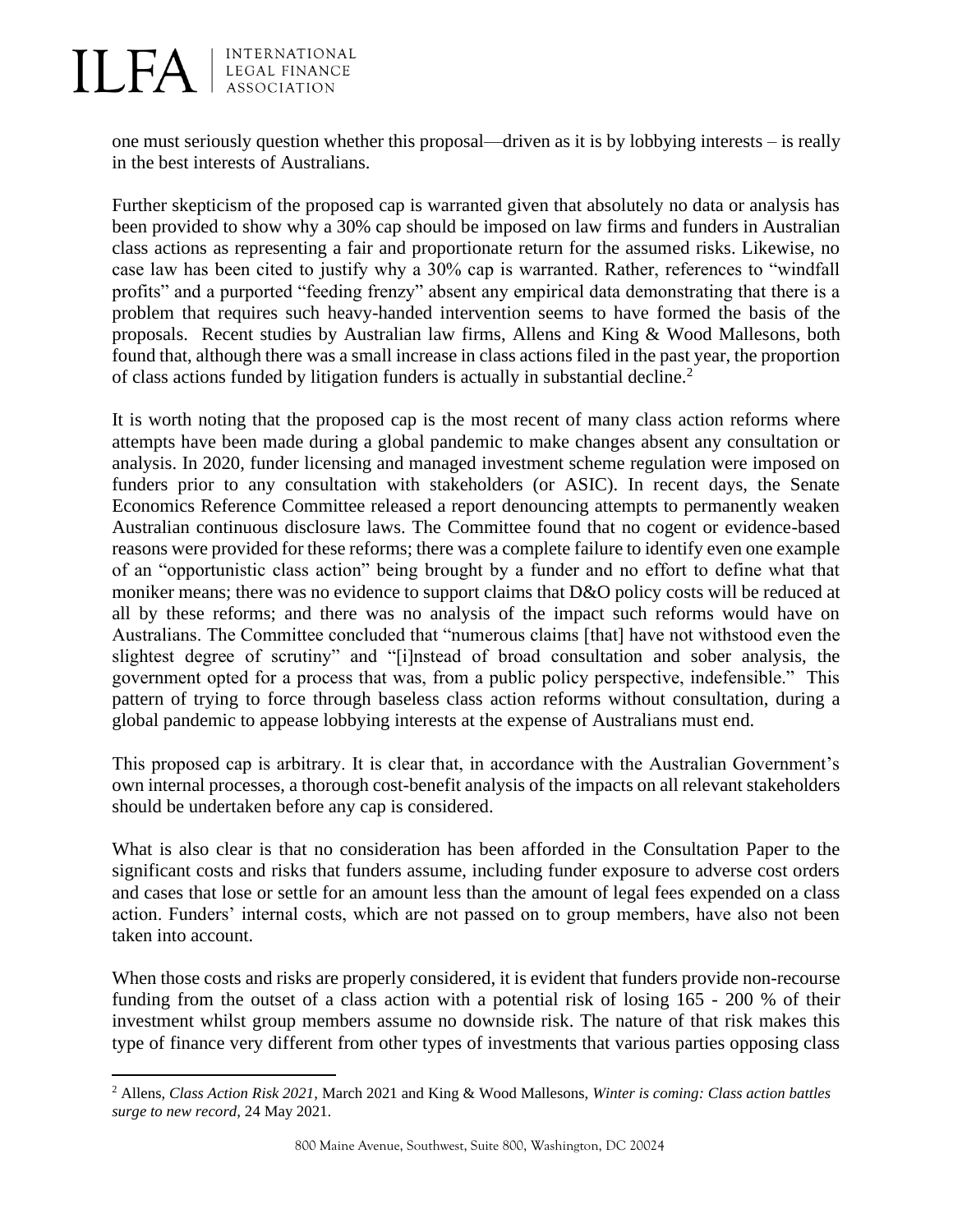one must seriously question whether this proposal—driven as it is by lobbying interests – is really in the best interests of Australians.

Further skepticism of the proposed cap is warranted given that absolutely no data or analysis has been provided to show why a 30% cap should be imposed on law firms and funders in Australian class actions as representing a fair and proportionate return for the assumed risks. Likewise, no case law has been cited to justify why a 30% cap is warranted. Rather, references to "windfall profits" and a purported "feeding frenzy" absent any empirical data demonstrating that there is a problem that requires such heavy-handed intervention seems to have formed the basis of the proposals. Recent studies by Australian law firms, Allens and King & Wood Mallesons, both found that, although there was a small increase in class actions filed in the past year, the proportion of class actions funded by litigation funders is actually in substantial decline.[2]

It is worth noting that the proposed cap is the most recent of many class action reforms where attempts have been made during a global pandemic to make changes absent any consultation or analysis. In 2020, funder licensing and managed investment scheme regulation were imposed on funders prior to any consultation with stakeholders (or ASIC). In recent days, the Senate Economics Reference Committee released a report denouncing attempts to permanently weaken Australian continuous disclosure laws. The Committee found that no cogent or evidence-based reasons were provided for these reforms; there was a complete failure to identify even one example of an "opportunistic class action" being brought by a funder and no effort to define what that moniker means; there was no evidence to support claims that D&O policy costs will be reduced at all by these reforms; and there was no analysis of the impact such reforms would have on Australians. The Committee concluded that "numerous claims [that] have not withstood even the slightest degree of scrutiny" and "[i]nstead of broad consultation and sober analysis, the government opted for a process that was, from a public policy perspective, indefensible." This pattern of trying to force through baseless class action reforms without consultation, during a global pandemic to appease lobbying interests at the expense of Australians must end.

This proposed cap is arbitrary. It is clear that, in accordance with the Australian Government's own internal processes, a thorough cost-benefit analysis of the impacts on all relevant stakeholders should be undertaken before any cap is considered.

What is also clear is that no consideration has been afforded in the Consultation Paper to the significant costs and risks that funders assume, including funder exposure to adverse cost orders and cases that lose or settle for an amount less than the amount of legal fees expended on a class action. Funders' internal costs, which are not passed on to group members, have also not been taken into account.

When those costs and risks are properly considered, it is evident that funders provide non-recourse funding from the outset of a class action with a potential risk of losing 165 - 200 % of their investment whilst group members assume no downside risk. The nature of that risk makes this type of finance very different from other types of investments that various parties opposing class

[2] Allens, *Class Action Risk 2021,* March 2021 and King & Wood Mallesons, *Winter is coming: Class action battles surge to new record,* 24 May 2021.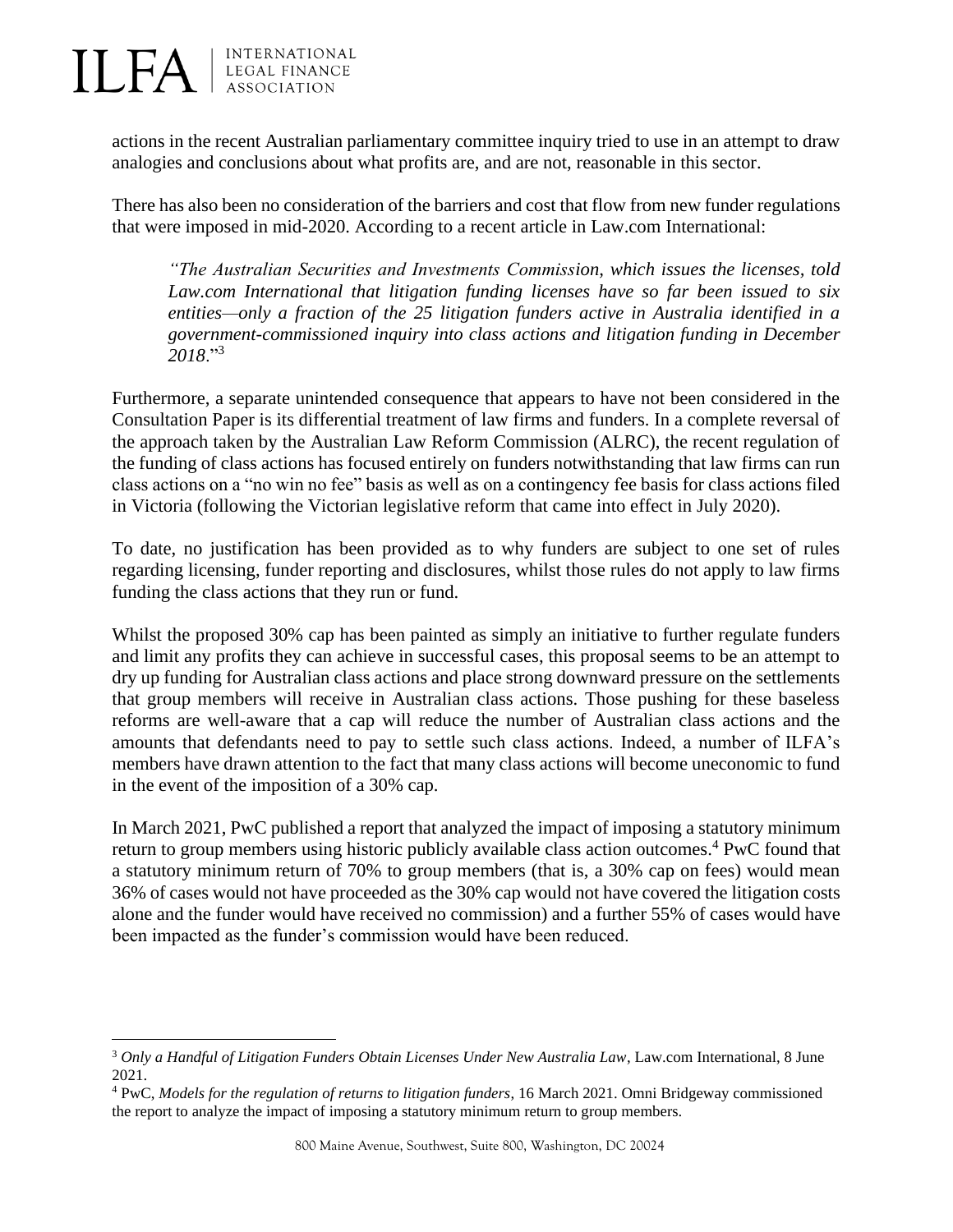actions in the recent Australian parliamentary committee inquiry tried to use in an attempt to draw analogies and conclusions about what profits are, and are not, reasonable in this sector.

There has also been no consideration of the barriers and cost that flow from new funder regulations that were imposed in mid-2020. According to a recent article in Law.com International:

> *"The Australian Securities and Investments Commission, which issues the licenses, told Law.com International that litigation funding licenses have so far been issued to six entities—only a fraction of the 25 litigation funders active in Australia identified in a government-commissioned inquiry into class actions and litigation funding in December 2018*."[3]

Furthermore, a separate unintended consequence that appears to have not been considered in the Consultation Paper is its differential treatment of law firms and funders. In a complete reversal of the approach taken by the Australian Law Reform Commission (ALRC), the recent regulation of the funding of class actions has focused entirely on funders notwithstanding that law firms can run class actions on a "no win no fee" basis as well as on a contingency fee basis for class actions filed in Victoria (following the Victorian legislative reform that came into effect in July 2020).

To date, no justification has been provided as to why funders are subject to one set of rules regarding licensing, funder reporting and disclosures, whilst those rules do not apply to law firms funding the class actions that they run or fund.

Whilst the proposed 30% cap has been painted as simply an initiative to further regulate funders and limit any profits they can achieve in successful cases, this proposal seems to be an attempt to dry up funding for Australian class actions and place strong downward pressure on the settlements that group members will receive in Australian class actions. Those pushing for these baseless reforms are well-aware that a cap will reduce the number of Australian class actions and the amounts that defendants need to pay to settle such class actions. Indeed, a number of ILFA's members have drawn attention to the fact that many class actions will become uneconomic to fund in the event of the imposition of a 30% cap.

In March 2021, PwC published a report that analyzed the impact of imposing a statutory minimum return to group members using historic publicly available class action outcomes.[4] PwC found that a statutory minimum return of 70% to group members (that is, a 30% cap on fees) would mean 36% of cases would not have proceeded as the 30% cap would not have covered the litigation costs alone and the funder would have received no commission) and a further 55% of cases would have been impacted as the funder's commission would have been reduced.

---

[3] *Only a Handful of Litigation Funders Obtain Licenses Under New Australia Law*, Law.com International, 8 June 2021.

[4] PwC, *Models for the regulation of returns to litigation funders*, 16 March 2021. Omni Bridgeway commissioned the report to analyze the impact of imposing a statutory minimum return to group members.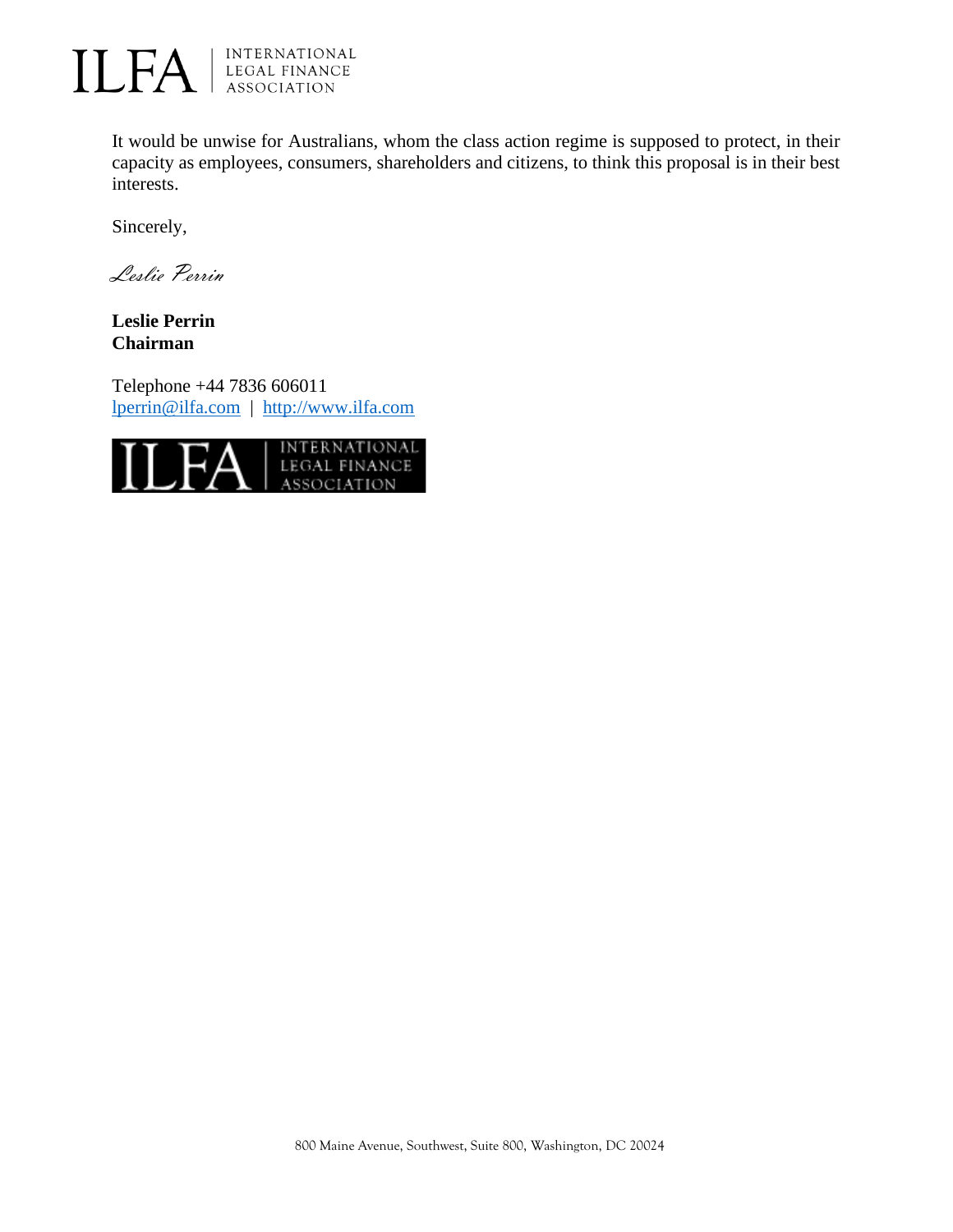It would be unwise for Australians, whom the class action regime is supposed to protect, in their capacity as employees, consumers, shareholders and citizens, to think this proposal is in their best interests.

Sincerely,

*Leslie Perrin*

**Leslie Perrin**
**Chairman**

Telephone +44 7836 606011
lperrin@ilfa.com | http://www.ilfa.com